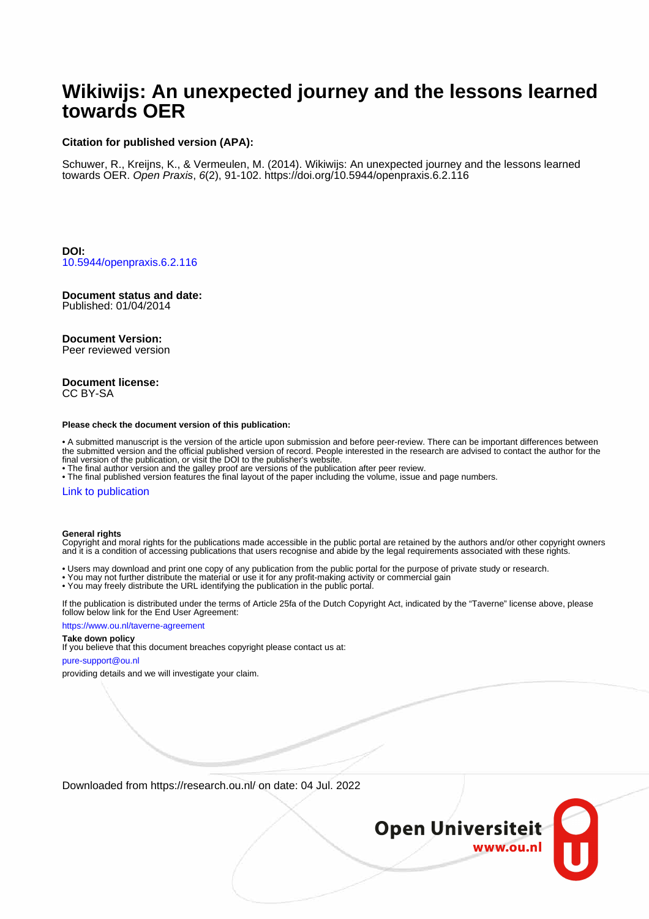# Wikiwijs: An unexpected journey and the lessons learned towards OER

**Citation for published version (APA):**

Schuwer, R., Kreijns, K., & Vermeulen, M. (2014). Wikiwijs: An unexpected journey and the lessons learned towards OER. *Open Praxis*, *6*(2), 91-102. https://doi.org/10.5944/openpraxis.6.2.116

**DOI:**
10.5944/openpraxis.6.2.116

**Document status and date:**
Published: 01/04/2014

**Document Version:**
Peer reviewed version

**Document license:**
CC BY-SA

**Please check the document version of this publication:**

- A submitted manuscript is the version of the article upon submission and before peer-review. There can be important differences between the submitted version and the official published version of record. People interested in the research are advised to contact the author for the final version of the publication, or visit the DOI to the publisher's website.
- The final author version and the galley proof are versions of the publication after peer review.
- The final published version features the final layout of the paper including the volume, issue and page numbers.

Link to publication

**General rights**
Copyright and moral rights for the publications made accessible in the public portal are retained by the authors and/or other copyright owners and it is a condition of accessing publications that users recognise and abide by the legal requirements associated with these rights.

- Users may download and print one copy of any publication from the public portal for the purpose of private study or research.
- You may not further distribute the material or use it for any profit-making activity or commercial gain
- You may freely distribute the URL identifying the publication in the public portal.

If the publication is distributed under the terms of Article 25fa of the Dutch Copyright Act, indicated by the "Taverne" license above, please follow below link for the End User Agreement:

https://www.ou.nl/taverne-agreement

**Take down policy**
If you believe that this document breaches copyright please contact us at:

pure-support@ou.nl

providing details and we will investigate your claim.

Downloaded from https://research.ou.nl/ on date: 04 Jul. 2022

Open Universiteit
www.ou.nl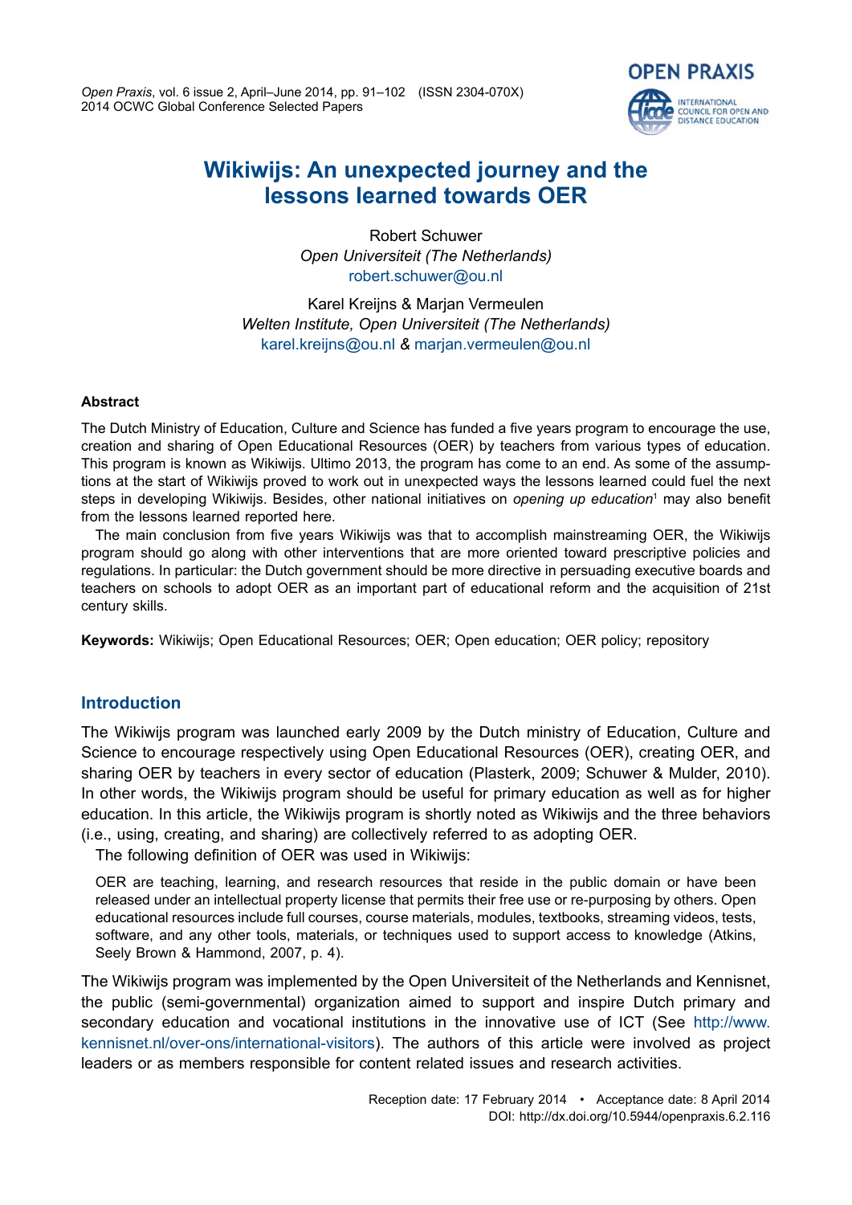# Wikiwijs: An unexpected journey and the lessons learned towards OER

Robert Schuwer
*Open Universiteit (The Netherlands)*
robert.schuwer@ou.nl

Karel Kreijns & Marjan Vermeulen
*Welten Institute, Open Universiteit (The Netherlands)*
karel.kreijns@ou.nl & marjan.vermeulen@ou.nl

**Abstract**

The Dutch Ministry of Education, Culture and Science has funded a five years program to encourage the use, creation and sharing of Open Educational Resources (OER) by teachers from various types of education. This program is known as Wikiwijs. Ultimo 2013, the program has come to an end. As some of the assumptions at the start of Wikiwijs proved to work out in unexpected ways the lessons learned could fuel the next steps in developing Wikiwijs. Besides, other national initiatives on *opening up education*[1] may also benefit from the lessons learned reported here.

The main conclusion from five years Wikiwijs was that to accomplish mainstreaming OER, the Wikiwijs program should go along with other interventions that are more oriented toward prescriptive policies and regulations. In particular: the Dutch government should be more directive in persuading executive boards and teachers on schools to adopt OER as an important part of educational reform and the acquisition of 21st century skills.

**Keywords:** Wikiwijs; Open Educational Resources; OER; Open education; OER policy; repository

## Introduction

The Wikiwijs program was launched early 2009 by the Dutch ministry of Education, Culture and Science to encourage respectively using Open Educational Resources (OER), creating OER, and sharing OER by teachers in every sector of education (Plasterk, 2009; Schuwer & Mulder, 2010). In other words, the Wikiwijs program should be useful for primary education as well as for higher education. In this article, the Wikiwijs program is shortly noted as Wikiwijs and the three behaviors (i.e., using, creating, and sharing) are collectively referred to as adopting OER.

The following definition of OER was used in Wikiwijs:

> OER are teaching, learning, and research resources that reside in the public domain or have been released under an intellectual property license that permits their free use or re-purposing by others. Open educational resources include full courses, course materials, modules, textbooks, streaming videos, tests, software, and any other tools, materials, or techniques used to support access to knowledge (Atkins, Seely Brown & Hammond, 2007, p. 4).

The Wikiwijs program was implemented by the Open Universiteit of the Netherlands and Kennisnet, the public (semi-governmental) organization aimed to support and inspire Dutch primary and secondary education and vocational institutions in the innovative use of ICT (See http://www.kennisnet.nl/over-ons/international-visitors). The authors of this article were involved as project leaders or as members responsible for content related issues and research activities.

Reception date: 17 February 2014 • Acceptance date: 8 April 2014
DOI: http://dx.doi.org/10.5944/openpraxis.6.2.116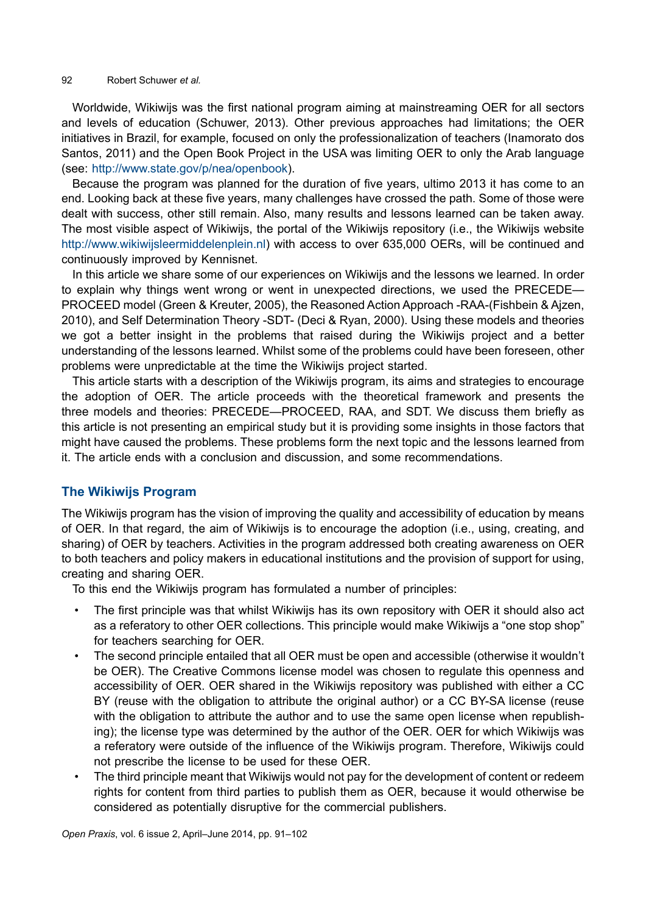Worldwide, Wikiwijs was the first national program aiming at mainstreaming OER for all sectors and levels of education (Schuwer, 2013). Other previous approaches had limitations; the OER initiatives in Brazil, for example, focused on only the professionalization of teachers (Inamorato dos Santos, 2011) and the Open Book Project in the USA was limiting OER to only the Arab language (see: http://www.state.gov/p/nea/openbook).

Because the program was planned for the duration of five years, ultimo 2013 it has come to an end. Looking back at these five years, many challenges have crossed the path. Some of those were dealt with success, other still remain. Also, many results and lessons learned can be taken away. The most visible aspect of Wikiwijs, the portal of the Wikiwijs repository (i.e., the Wikiwijs website http://www.wikiwijsleermiddelenplein.nl) with access to over 635,000 OERs, will be continued and continuously improved by Kennisnet.

In this article we share some of our experiences on Wikiwijs and the lessons we learned. In order to explain why things went wrong or went in unexpected directions, we used the PRECEDE—PROCEED model (Green & Kreuter, 2005), the Reasoned Action Approach -RAA-(Fishbein & Ajzen, 2010), and Self Determination Theory -SDT- (Deci & Ryan, 2000). Using these models and theories we got a better insight in the problems that raised during the Wikiwijs project and a better understanding of the lessons learned. Whilst some of the problems could have been foreseen, other problems were unpredictable at the time the Wikiwijs project started.

This article starts with a description of the Wikiwijs program, its aims and strategies to encourage the adoption of OER. The article proceeds with the theoretical framework and presents the three models and theories: PRECEDE—PROCEED, RAA, and SDT. We discuss them briefly as this article is not presenting an empirical study but it is providing some insights in those factors that might have caused the problems. These problems form the next topic and the lessons learned from it. The article ends with a conclusion and discussion, and some recommendations.

## The Wikiwijs Program

The Wikiwijs program has the vision of improving the quality and accessibility of education by means of OER. In that regard, the aim of Wikiwijs is to encourage the adoption (i.e., using, creating, and sharing) of OER by teachers. Activities in the program addressed both creating awareness on OER to both teachers and policy makers in educational institutions and the provision of support for using, creating and sharing OER.

To this end the Wikiwijs program has formulated a number of principles:

- The first principle was that whilst Wikiwijs has its own repository with OER it should also act as a referatory to other OER collections. This principle would make Wikiwijs a "one stop shop" for teachers searching for OER.
- The second principle entailed that all OER must be open and accessible (otherwise it wouldn't be OER). The Creative Commons license model was chosen to regulate this openness and accessibility of OER. OER shared in the Wikiwijs repository was published with either a CC BY (reuse with the obligation to attribute the original author) or a CC BY-SA license (reuse with the obligation to attribute the author and to use the same open license when republishing); the license type was determined by the author of the OER. OER for which Wikiwijs was a referatory were outside of the influence of the Wikiwijs program. Therefore, Wikiwijs could not prescribe the license to be used for these OER.
- The third principle meant that Wikiwijs would not pay for the development of content or redeem rights for content from third parties to publish them as OER, because it would otherwise be considered as potentially disruptive for the commercial publishers.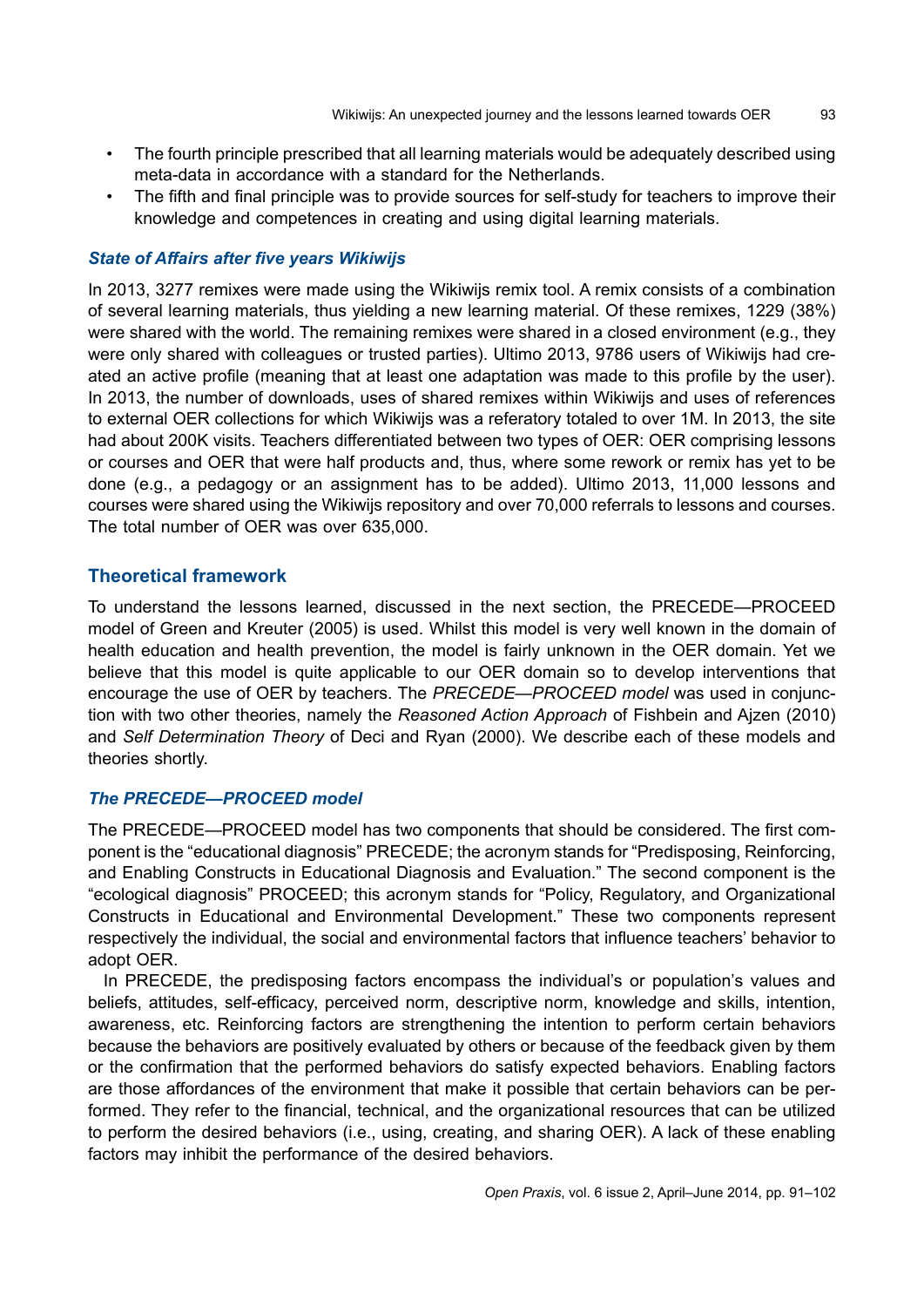- The fourth principle prescribed that all learning materials would be adequately described using meta-data in accordance with a standard for the Netherlands.
- The fifth and final principle was to provide sources for self-study for teachers to improve their knowledge and competences in creating and using digital learning materials.

### *State of Affairs after five years Wikiwijs*

In 2013, 3277 remixes were made using the Wikiwijs remix tool. A remix consists of a combination of several learning materials, thus yielding a new learning material. Of these remixes, 1229 (38%) were shared with the world. The remaining remixes were shared in a closed environment (e.g., they were only shared with colleagues or trusted parties). Ultimo 2013, 9786 users of Wikiwijs had created an active profile (meaning that at least one adaptation was made to this profile by the user). In 2013, the number of downloads, uses of shared remixes within Wikiwijs and uses of references to external OER collections for which Wikiwijs was a referatory totaled to over 1M. In 2013, the site had about 200K visits. Teachers differentiated between two types of OER: OER comprising lessons or courses and OER that were half products and, thus, where some rework or remix has yet to be done (e.g., a pedagogy or an assignment has to be added). Ultimo 2013, 11,000 lessons and courses were shared using the Wikiwijs repository and over 70,000 referrals to lessons and courses. The total number of OER was over 635,000.

## Theoretical framework

To understand the lessons learned, discussed in the next section, the PRECEDE—PROCEED model of Green and Kreuter (2005) is used. Whilst this model is very well known in the domain of health education and health prevention, the model is fairly unknown in the OER domain. Yet we believe that this model is quite applicable to our OER domain so to develop interventions that encourage the use of OER by teachers. The *PRECEDE—PROCEED model* was used in conjunction with two other theories, namely the *Reasoned Action Approach* of Fishbein and Ajzen (2010) and *Self Determination Theory* of Deci and Ryan (2000). We describe each of these models and theories shortly.

### *The PRECEDE—PROCEED model*

The PRECEDE—PROCEED model has two components that should be considered. The first component is the "educational diagnosis" PRECEDE; the acronym stands for "Predisposing, Reinforcing, and Enabling Constructs in Educational Diagnosis and Evaluation." The second component is the "ecological diagnosis" PROCEED; this acronym stands for "Policy, Regulatory, and Organizational Constructs in Educational and Environmental Development." These two components represent respectively the individual, the social and environmental factors that influence teachers' behavior to adopt OER.

In PRECEDE, the predisposing factors encompass the individual's or population's values and beliefs, attitudes, self-efficacy, perceived norm, descriptive norm, knowledge and skills, intention, awareness, etc. Reinforcing factors are strengthening the intention to perform certain behaviors because the behaviors are positively evaluated by others or because of the feedback given by them or the confirmation that the performed behaviors do satisfy expected behaviors. Enabling factors are those affordances of the environment that make it possible that certain behaviors can be performed. They refer to the financial, technical, and the organizational resources that can be utilized to perform the desired behaviors (i.e., using, creating, and sharing OER). A lack of these enabling factors may inhibit the performance of the desired behaviors.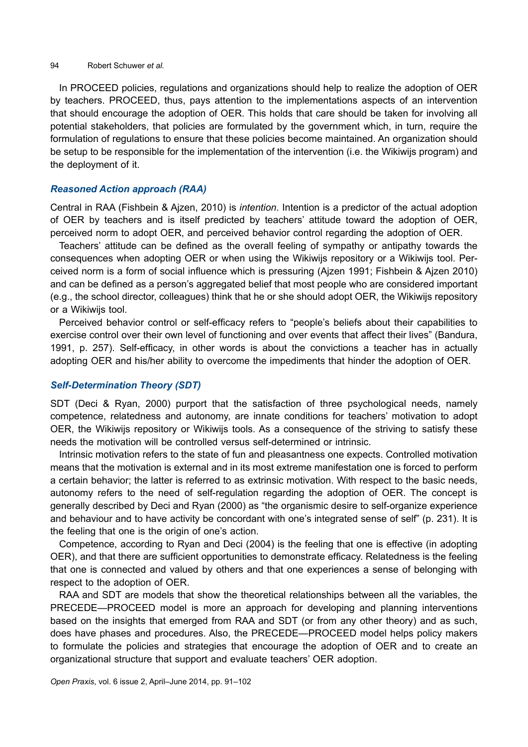In PROCEED policies, regulations and organizations should help to realize the adoption of OER by teachers. PROCEED, thus, pays attention to the implementations aspects of an intervention that should encourage the adoption of OER. This holds that care should be taken for involving all potential stakeholders, that policies are formulated by the government which, in turn, require the formulation of regulations to ensure that these policies become maintained. An organization should be setup to be responsible for the implementation of the intervention (i.e. the Wikiwijs program) and the deployment of it.

### *Reasoned Action approach (RAA)*

Central in RAA (Fishbein & Ajzen, 2010) is *intention*. Intention is a predictor of the actual adoption of OER by teachers and is itself predicted by teachers' attitude toward the adoption of OER, perceived norm to adopt OER, and perceived behavior control regarding the adoption of OER.

Teachers' attitude can be defined as the overall feeling of sympathy or antipathy towards the consequences when adopting OER or when using the Wikiwijs repository or a Wikiwijs tool. Perceived norm is a form of social influence which is pressuring (Ajzen 1991; Fishbein & Ajzen 2010) and can be defined as a person's aggregated belief that most people who are considered important (e.g., the school director, colleagues) think that he or she should adopt OER, the Wikiwijs repository or a Wikiwijs tool.

Perceived behavior control or self-efficacy refers to "people's beliefs about their capabilities to exercise control over their own level of functioning and over events that affect their lives" (Bandura, 1991, p. 257). Self-efficacy, in other words is about the convictions a teacher has in actually adopting OER and his/her ability to overcome the impediments that hinder the adoption of OER.

### *Self-Determination Theory (SDT)*

SDT (Deci & Ryan, 2000) purport that the satisfaction of three psychological needs, namely competence, relatedness and autonomy, are innate conditions for teachers' motivation to adopt OER, the Wikiwijs repository or Wikiwijs tools. As a consequence of the striving to satisfy these needs the motivation will be controlled versus self-determined or intrinsic.

Intrinsic motivation refers to the state of fun and pleasantness one expects. Controlled motivation means that the motivation is external and in its most extreme manifestation one is forced to perform a certain behavior; the latter is referred to as extrinsic motivation. With respect to the basic needs, autonomy refers to the need of self-regulation regarding the adoption of OER. The concept is generally described by Deci and Ryan (2000) as "the organismic desire to self-organize experience and behaviour and to have activity be concordant with one's integrated sense of self" (p. 231). It is the feeling that one is the origin of one's action.

Competence, according to Ryan and Deci (2004) is the feeling that one is effective (in adopting OER), and that there are sufficient opportunities to demonstrate efficacy. Relatedness is the feeling that one is connected and valued by others and that one experiences a sense of belonging with respect to the adoption of OER.

RAA and SDT are models that show the theoretical relationships between all the variables, the PRECEDE—PROCEED model is more an approach for developing and planning interventions based on the insights that emerged from RAA and SDT (or from any other theory) and as such, does have phases and procedures. Also, the PRECEDE—PROCEED model helps policy makers to formulate the policies and strategies that encourage the adoption of OER and to create an organizational structure that support and evaluate teachers' OER adoption.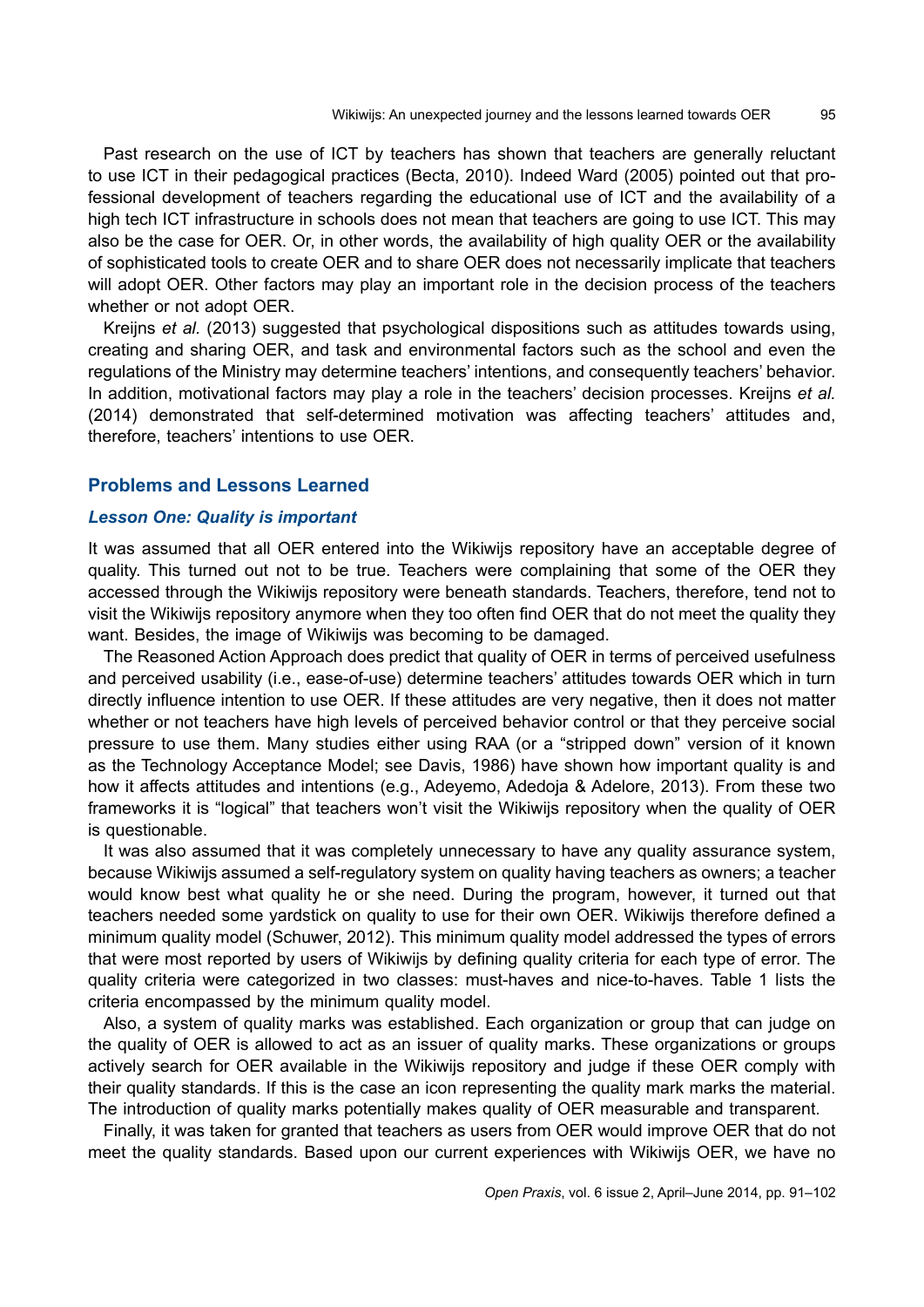Past research on the use of ICT by teachers has shown that teachers are generally reluctant to use ICT in their pedagogical practices (Becta, 2010). Indeed Ward (2005) pointed out that professional development of teachers regarding the educational use of ICT and the availability of a high tech ICT infrastructure in schools does not mean that teachers are going to use ICT. This may also be the case for OER. Or, in other words, the availability of high quality OER or the availability of sophisticated tools to create OER and to share OER does not necessarily implicate that teachers will adopt OER. Other factors may play an important role in the decision process of the teachers whether or not adopt OER.

Kreijns *et al.* (2013) suggested that psychological dispositions such as attitudes towards using, creating and sharing OER, and task and environmental factors such as the school and even the regulations of the Ministry may determine teachers' intentions, and consequently teachers' behavior. In addition, motivational factors may play a role in the teachers' decision processes. Kreijns *et al.* (2014) demonstrated that self-determined motivation was affecting teachers' attitudes and, therefore, teachers' intentions to use OER.

## Problems and Lessons Learned

### *Lesson One: Quality is important*

It was assumed that all OER entered into the Wikiwijs repository have an acceptable degree of quality. This turned out not to be true. Teachers were complaining that some of the OER they accessed through the Wikiwijs repository were beneath standards. Teachers, therefore, tend not to visit the Wikiwijs repository anymore when they too often find OER that do not meet the quality they want. Besides, the image of Wikiwijs was becoming to be damaged.

The Reasoned Action Approach does predict that quality of OER in terms of perceived usefulness and perceived usability (i.e., ease-of-use) determine teachers' attitudes towards OER which in turn directly influence intention to use OER. If these attitudes are very negative, then it does not matter whether or not teachers have high levels of perceived behavior control or that they perceive social pressure to use them. Many studies either using RAA (or a "stripped down" version of it known as the Technology Acceptance Model; see Davis, 1986) have shown how important quality is and how it affects attitudes and intentions (e.g., Adeyemo, Adedoja & Adelore, 2013). From these two frameworks it is "logical" that teachers won't visit the Wikiwijs repository when the quality of OER is questionable.

It was also assumed that it was completely unnecessary to have any quality assurance system, because Wikiwijs assumed a self-regulatory system on quality having teachers as owners; a teacher would know best what quality he or she need. During the program, however, it turned out that teachers needed some yardstick on quality to use for their own OER. Wikiwijs therefore defined a minimum quality model (Schuwer, 2012). This minimum quality model addressed the types of errors that were most reported by users of Wikiwijs by defining quality criteria for each type of error. The quality criteria were categorized in two classes: must-haves and nice-to-haves. Table 1 lists the criteria encompassed by the minimum quality model.

Also, a system of quality marks was established. Each organization or group that can judge on the quality of OER is allowed to act as an issuer of quality marks. These organizations or groups actively search for OER available in the Wikiwijs repository and judge if these OER comply with their quality standards. If this is the case an icon representing the quality mark marks the material. The introduction of quality marks potentially makes quality of OER measurable and transparent.

Finally, it was taken for granted that teachers as users from OER would improve OER that do not meet the quality standards. Based upon our current experiences with Wikiwijs OER, we have no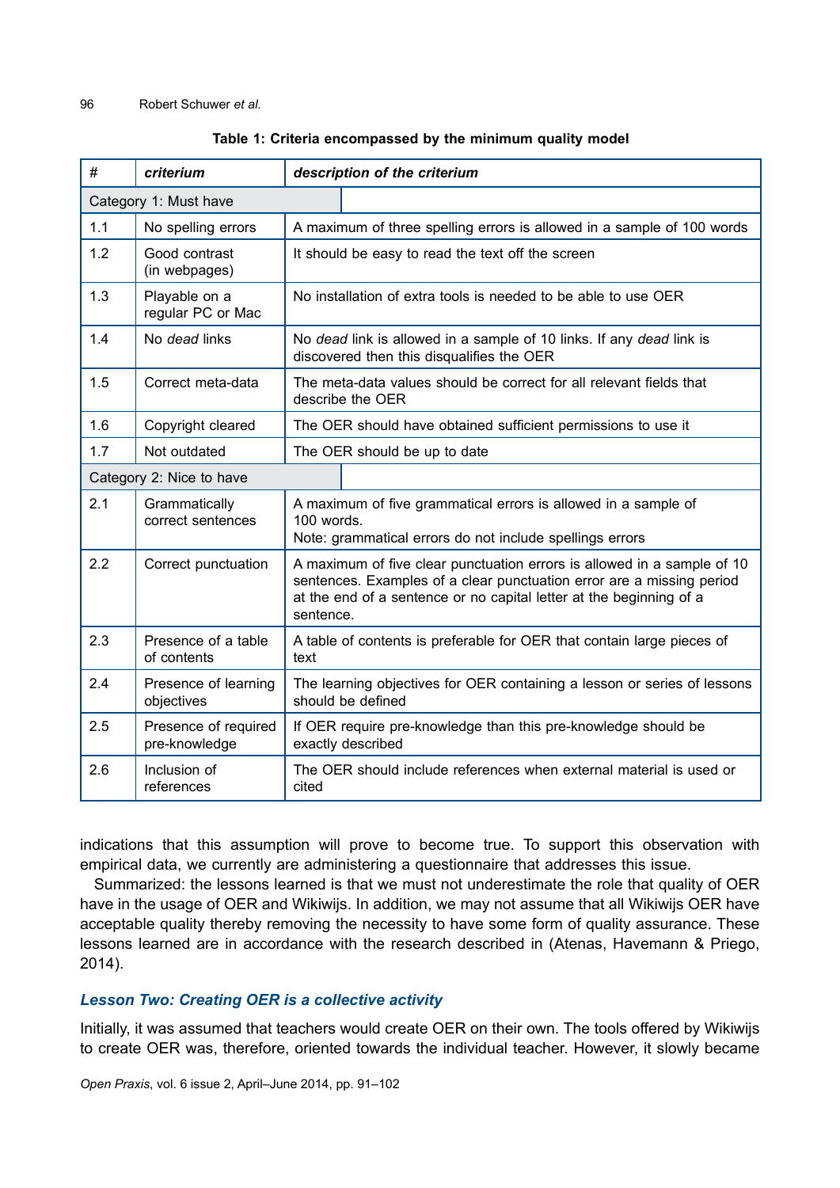**Table 1: Criteria encompassed by the minimum quality model**

| # | *criterium* | *description of the criterium* |
|---|---|---|
| Category 1: Must have | | |
| 1.1 | No spelling errors | A maximum of three spelling errors is allowed in a sample of 100 words |
| 1.2 | Good contrast (in webpages) | It should be easy to read the text off the screen |
| 1.3 | Playable on a regular PC or Mac | No installation of extra tools is needed to be able to use OER |
| 1.4 | No *dead* links | No *dead* link is allowed in a sample of 10 links. If any *dead* link is discovered then this disqualifies the OER |
| 1.5 | Correct meta-data | The meta-data values should be correct for all relevant fields that describe the OER |
| 1.6 | Copyright cleared | The OER should have obtained sufficient permissions to use it |
| 1.7 | Not outdated | The OER should be up to date |
| Category 2: Nice to have | | |
| 2.1 | Grammatically correct sentences | A maximum of five grammatical errors is allowed in a sample of 100 words. Note: grammatical errors do not include spellings errors |
| 2.2 | Correct punctuation | A maximum of five clear punctuation errors is allowed in a sample of 10 sentences. Examples of a clear punctuation error are a missing period at the end of a sentence or no capital letter at the beginning of a sentence. |
| 2.3 | Presence of a table of contents | A table of contents is preferable for OER that contain large pieces of text |
| 2.4 | Presence of learning objectives | The learning objectives for OER containing a lesson or series of lessons should be defined |
| 2.5 | Presence of required pre-knowledge | If OER require pre-knowledge than this pre-knowledge should be exactly described |
| 2.6 | Inclusion of references | The OER should include references when external material is used or cited |

indications that this assumption will prove to become true. To support this observation with empirical data, we currently are administering a questionnaire that addresses this issue.

Summarized: the lessons learned is that we must not underestimate the role that quality of OER have in the usage of OER and Wikiwijs. In addition, we may not assume that all Wikiwijs OER have acceptable quality thereby removing the necessity to have some form of quality assurance. These lessons learned are in accordance with the research described in (Atenas, Havemann & Priego, 2014).

### *Lesson Two: Creating OER is a collective activity*

Initially, it was assumed that teachers would create OER on their own. The tools offered by Wikiwijs to create OER was, therefore, oriented towards the individual teacher. However, it slowly became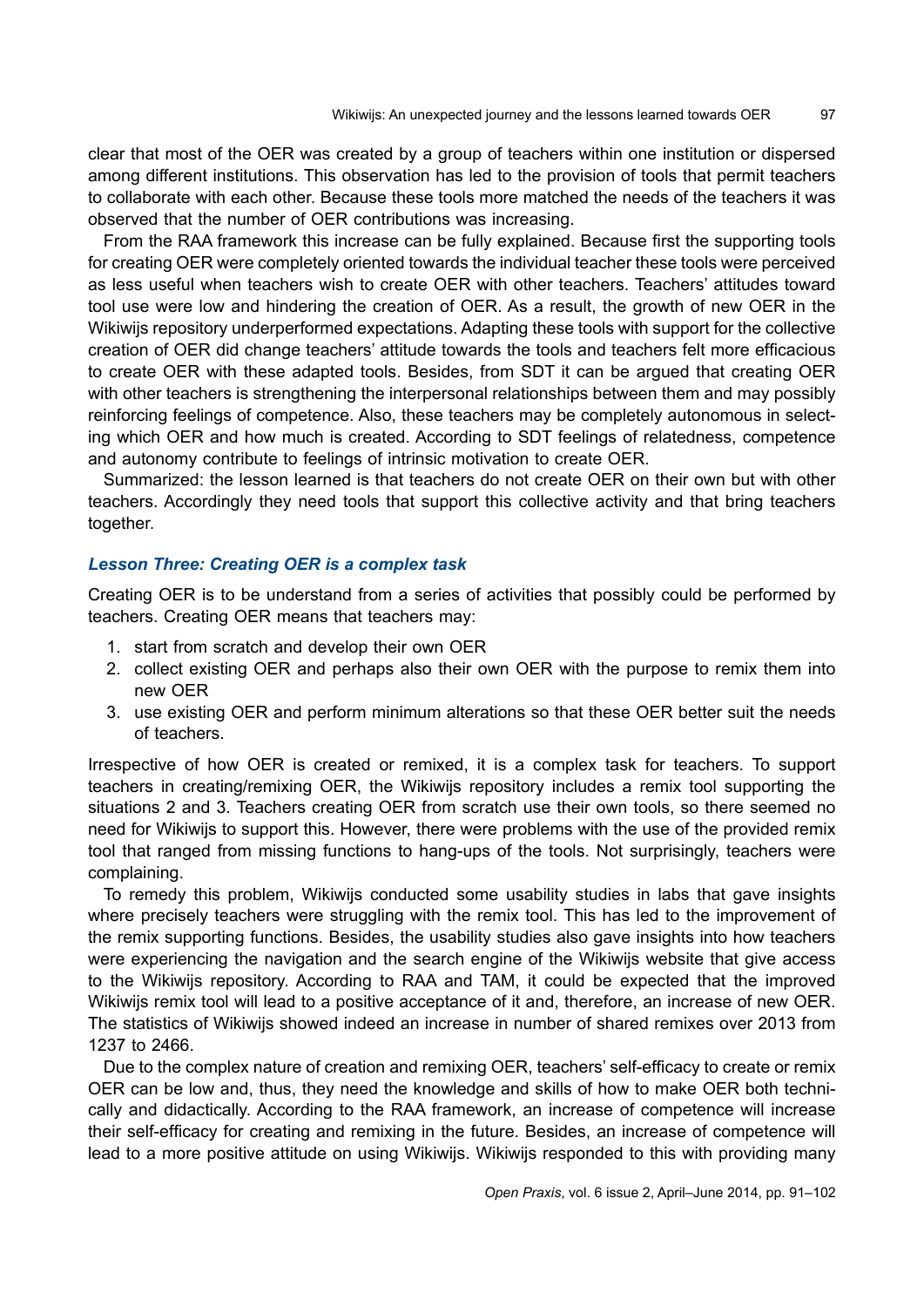clear that most of the OER was created by a group of teachers within one institution or dispersed among different institutions. This observation has led to the provision of tools that permit teachers to collaborate with each other. Because these tools more matched the needs of the teachers it was observed that the number of OER contributions was increasing.

From the RAA framework this increase can be fully explained. Because first the supporting tools for creating OER were completely oriented towards the individual teacher these tools were perceived as less useful when teachers wish to create OER with other teachers. Teachers' attitudes toward tool use were low and hindering the creation of OER. As a result, the growth of new OER in the Wikiwijs repository underperformed expectations. Adapting these tools with support for the collective creation of OER did change teachers' attitude towards the tools and teachers felt more efficacious to create OER with these adapted tools. Besides, from SDT it can be argued that creating OER with other teachers is strengthening the interpersonal relationships between them and may possibly reinforcing feelings of competence. Also, these teachers may be completely autonomous in selecting which OER and how much is created. According to SDT feelings of relatedness, competence and autonomy contribute to feelings of intrinsic motivation to create OER.

Summarized: the lesson learned is that teachers do not create OER on their own but with other teachers. Accordingly they need tools that support this collective activity and that bring teachers together.

### *Lesson Three: Creating OER is a complex task*

Creating OER is to be understand from a series of activities that possibly could be performed by teachers. Creating OER means that teachers may:

1. start from scratch and develop their own OER
2. collect existing OER and perhaps also their own OER with the purpose to remix them into new OER
3. use existing OER and perform minimum alterations so that these OER better suit the needs of teachers.

Irrespective of how OER is created or remixed, it is a complex task for teachers. To support teachers in creating/remixing OER, the Wikiwijs repository includes a remix tool supporting the situations 2 and 3. Teachers creating OER from scratch use their own tools, so there seemed no need for Wikiwijs to support this. However, there were problems with the use of the provided remix tool that ranged from missing functions to hang-ups of the tools. Not surprisingly, teachers were complaining.

To remedy this problem, Wikiwijs conducted some usability studies in labs that gave insights where precisely teachers were struggling with the remix tool. This has led to the improvement of the remix supporting functions. Besides, the usability studies also gave insights into how teachers were experiencing the navigation and the search engine of the Wikiwijs website that give access to the Wikiwijs repository. According to RAA and TAM, it could be expected that the improved Wikiwijs remix tool will lead to a positive acceptance of it and, therefore, an increase of new OER. The statistics of Wikiwijs showed indeed an increase in number of shared remixes over 2013 from 1237 to 2466.

Due to the complex nature of creation and remixing OER, teachers' self-efficacy to create or remix OER can be low and, thus, they need the knowledge and skills of how to make OER both technically and didactically. According to the RAA framework, an increase of competence will increase their self-efficacy for creating and remixing in the future. Besides, an increase of competence will lead to a more positive attitude on using Wikiwijs. Wikiwijs responded to this with providing many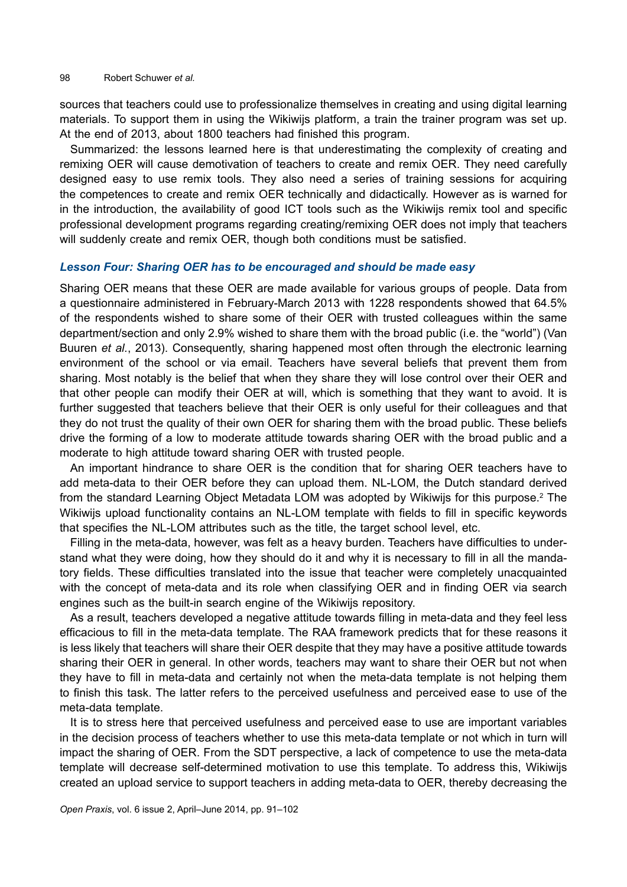sources that teachers could use to professionalize themselves in creating and using digital learning materials. To support them in using the Wikiwijs platform, a train the trainer program was set up. At the end of 2013, about 1800 teachers had finished this program.

Summarized: the lessons learned here is that underestimating the complexity of creating and remixing OER will cause demotivation of teachers to create and remix OER. They need carefully designed easy to use remix tools. They also need a series of training sessions for acquiring the competences to create and remix OER technically and didactically. However as is warned for in the introduction, the availability of good ICT tools such as the Wikiwijs remix tool and specific professional development programs regarding creating/remixing OER does not imply that teachers will suddenly create and remix OER, though both conditions must be satisfied.

### *Lesson Four: Sharing OER has to be encouraged and should be made easy*

Sharing OER means that these OER are made available for various groups of people. Data from a questionnaire administered in February-March 2013 with 1228 respondents showed that 64.5% of the respondents wished to share some of their OER with trusted colleagues within the same department/section and only 2.9% wished to share them with the broad public (i.e. the "world") (Van Buuren *et al.*, 2013). Consequently, sharing happened most often through the electronic learning environment of the school or via email. Teachers have several beliefs that prevent them from sharing. Most notably is the belief that when they share they will lose control over their OER and that other people can modify their OER at will, which is something that they want to avoid. It is further suggested that teachers believe that their OER is only useful for their colleagues and that they do not trust the quality of their own OER for sharing them with the broad public. These beliefs drive the forming of a low to moderate attitude towards sharing OER with the broad public and a moderate to high attitude toward sharing OER with trusted people.

An important hindrance to share OER is the condition that for sharing OER teachers have to add meta-data to their OER before they can upload them. NL-LOM, the Dutch standard derived from the standard Learning Object Metadata LOM was adopted by Wikiwijs for this purpose.[2] The Wikiwijs upload functionality contains an NL-LOM template with fields to fill in specific keywords that specifies the NL-LOM attributes such as the title, the target school level, etc.

Filling in the meta-data, however, was felt as a heavy burden. Teachers have difficulties to understand what they were doing, how they should do it and why it is necessary to fill in all the mandatory fields. These difficulties translated into the issue that teacher were completely unacquainted with the concept of meta-data and its role when classifying OER and in finding OER via search engines such as the built-in search engine of the Wikiwijs repository.

As a result, teachers developed a negative attitude towards filling in meta-data and they feel less efficacious to fill in the meta-data template. The RAA framework predicts that for these reasons it is less likely that teachers will share their OER despite that they may have a positive attitude towards sharing their OER in general. In other words, teachers may want to share their OER but not when they have to fill in meta-data and certainly not when the meta-data template is not helping them to finish this task. The latter refers to the perceived usefulness and perceived ease to use of the meta-data template.

It is to stress here that perceived usefulness and perceived ease to use are important variables in the decision process of teachers whether to use this meta-data template or not which in turn will impact the sharing of OER. From the SDT perspective, a lack of competence to use the meta-data template will decrease self-determined motivation to use this template. To address this, Wikiwijs created an upload service to support teachers in adding meta-data to OER, thereby decreasing the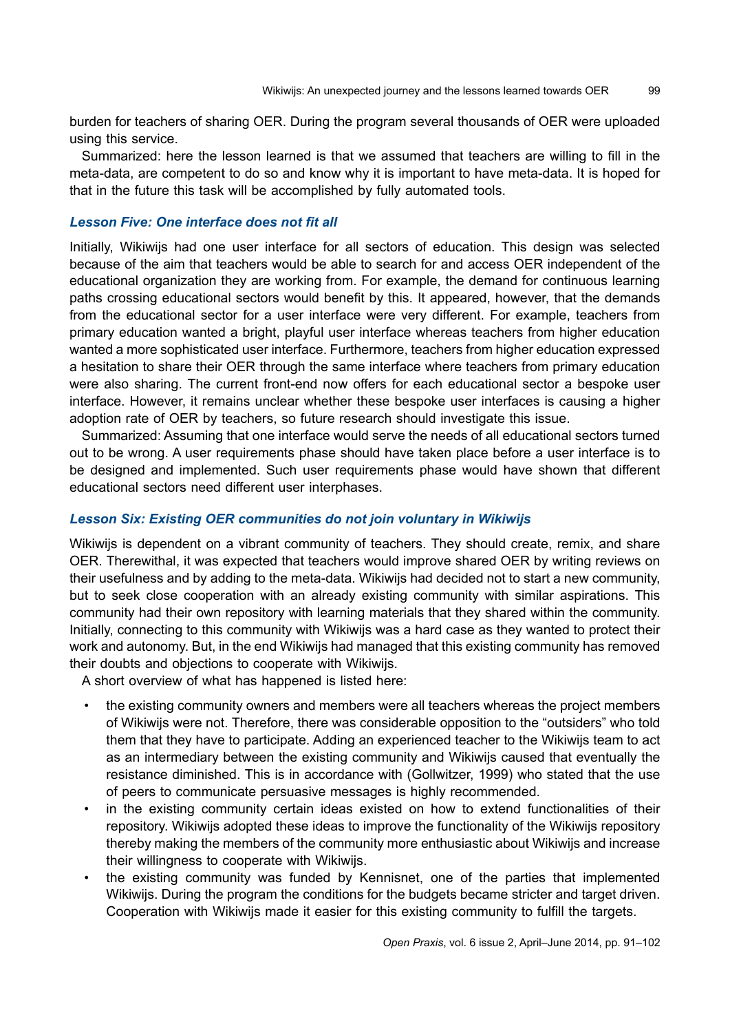burden for teachers of sharing OER. During the program several thousands of OER were uploaded using this service.

Summarized: here the lesson learned is that we assumed that teachers are willing to fill in the meta-data, are competent to do so and know why it is important to have meta-data. It is hoped for that in the future this task will be accomplished by fully automated tools.

### *Lesson Five: One interface does not fit all*

Initially, Wikiwijs had one user interface for all sectors of education. This design was selected because of the aim that teachers would be able to search for and access OER independent of the educational organization they are working from. For example, the demand for continuous learning paths crossing educational sectors would benefit by this. It appeared, however, that the demands from the educational sector for a user interface were very different. For example, teachers from primary education wanted a bright, playful user interface whereas teachers from higher education wanted a more sophisticated user interface. Furthermore, teachers from higher education expressed a hesitation to share their OER through the same interface where teachers from primary education were also sharing. The current front-end now offers for each educational sector a bespoke user interface. However, it remains unclear whether these bespoke user interfaces is causing a higher adoption rate of OER by teachers, so future research should investigate this issue.

Summarized: Assuming that one interface would serve the needs of all educational sectors turned out to be wrong. A user requirements phase should have taken place before a user interface is to be designed and implemented. Such user requirements phase would have shown that different educational sectors need different user interphases.

### *Lesson Six: Existing OER communities do not join voluntary in Wikiwijs*

Wikiwijs is dependent on a vibrant community of teachers. They should create, remix, and share OER. Therewithal, it was expected that teachers would improve shared OER by writing reviews on their usefulness and by adding to the meta-data. Wikiwijs had decided not to start a new community, but to seek close cooperation with an already existing community with similar aspirations. This community had their own repository with learning materials that they shared within the community. Initially, connecting to this community with Wikiwijs was a hard case as they wanted to protect their work and autonomy. But, in the end Wikiwijs had managed that this existing community has removed their doubts and objections to cooperate with Wikiwijs.

A short overview of what has happened is listed here:

- the existing community owners and members were all teachers whereas the project members of Wikiwijs were not. Therefore, there was considerable opposition to the “outsiders” who told them that they have to participate. Adding an experienced teacher to the Wikiwijs team to act as an intermediary between the existing community and Wikiwijs caused that eventually the resistance diminished. This is in accordance with (Gollwitzer, 1999) who stated that the use of peers to communicate persuasive messages is highly recommended.
- in the existing community certain ideas existed on how to extend functionalities of their repository. Wikiwijs adopted these ideas to improve the functionality of the Wikiwijs repository thereby making the members of the community more enthusiastic about Wikiwijs and increase their willingness to cooperate with Wikiwijs.
- the existing community was funded by Kennisnet, one of the parties that implemented Wikiwijs. During the program the conditions for the budgets became stricter and target driven. Cooperation with Wikiwijs made it easier for this existing community to fulfill the targets.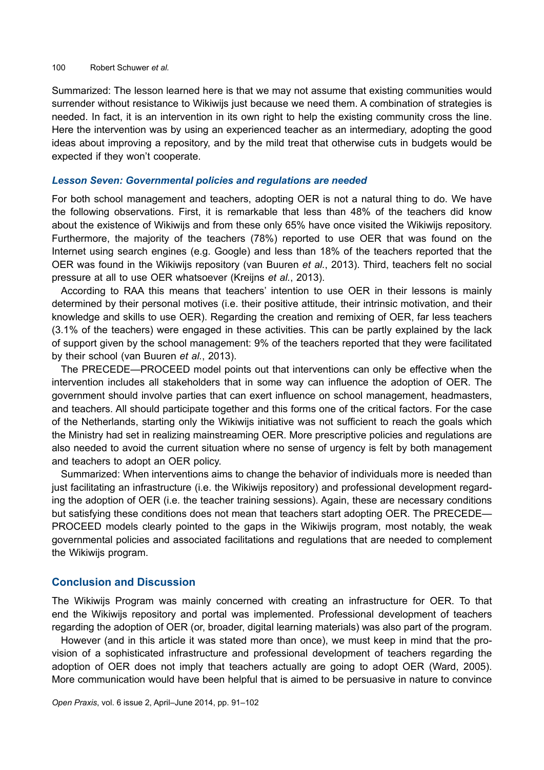Summarized: The lesson learned here is that we may not assume that existing communities would surrender without resistance to Wikiwijs just because we need them. A combination of strategies is needed. In fact, it is an intervention in its own right to help the existing community cross the line. Here the intervention was by using an experienced teacher as an intermediary, adopting the good ideas about improving a repository, and by the mild treat that otherwise cuts in budgets would be expected if they won't cooperate.

### *Lesson Seven: Governmental policies and regulations are needed*

For both school management and teachers, adopting OER is not a natural thing to do. We have the following observations. First, it is remarkable that less than 48% of the teachers did know about the existence of Wikiwijs and from these only 65% have once visited the Wikiwijs repository. Furthermore, the majority of the teachers (78%) reported to use OER that was found on the Internet using search engines (e.g. Google) and less than 18% of the teachers reported that the OER was found in the Wikiwijs repository (van Buuren *et al.*, 2013). Third, teachers felt no social pressure at all to use OER whatsoever (Kreijns *et al.*, 2013).

According to RAA this means that teachers' intention to use OER in their lessons is mainly determined by their personal motives (i.e. their positive attitude, their intrinsic motivation, and their knowledge and skills to use OER). Regarding the creation and remixing of OER, far less teachers (3.1% of the teachers) were engaged in these activities. This can be partly explained by the lack of support given by the school management: 9% of the teachers reported that they were facilitated by their school (van Buuren *et al.*, 2013).

The PRECEDE—PROCEED model points out that interventions can only be effective when the intervention includes all stakeholders that in some way can influence the adoption of OER. The government should involve parties that can exert influence on school management, headmasters, and teachers. All should participate together and this forms one of the critical factors. For the case of the Netherlands, starting only the Wikiwijs initiative was not sufficient to reach the goals which the Ministry had set in realizing mainstreaming OER. More prescriptive policies and regulations are also needed to avoid the current situation where no sense of urgency is felt by both management and teachers to adopt an OER policy.

Summarized: When interventions aims to change the behavior of individuals more is needed than just facilitating an infrastructure (i.e. the Wikiwijs repository) and professional development regarding the adoption of OER (i.e. the teacher training sessions). Again, these are necessary conditions but satisfying these conditions does not mean that teachers start adopting OER. The PRECEDE—PROCEED models clearly pointed to the gaps in the Wikiwijs program, most notably, the weak governmental policies and associated facilitations and regulations that are needed to complement the Wikiwijs program.

## Conclusion and Discussion

The Wikiwijs Program was mainly concerned with creating an infrastructure for OER. To that end the Wikiwijs repository and portal was implemented. Professional development of teachers regarding the adoption of OER (or, broader, digital learning materials) was also part of the program.

However (and in this article it was stated more than once), we must keep in mind that the provision of a sophisticated infrastructure and professional development of teachers regarding the adoption of OER does not imply that teachers actually are going to adopt OER (Ward, 2005). More communication would have been helpful that is aimed to be persuasive in nature to convince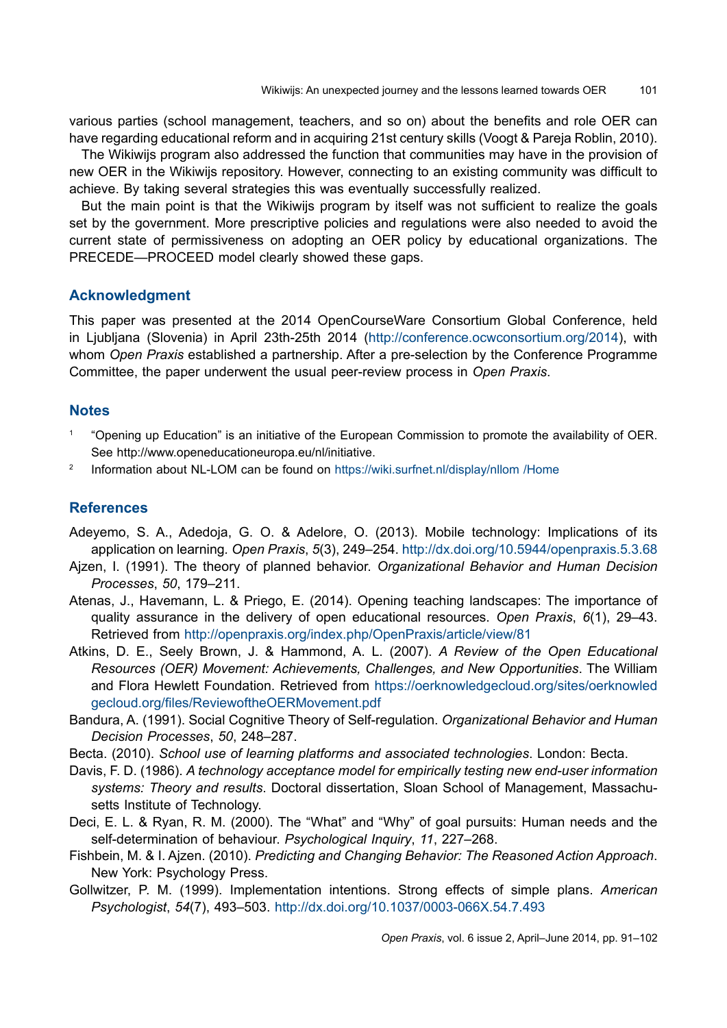various parties (school management, teachers, and so on) about the benefits and role OER can have regarding educational reform and in acquiring 21st century skills (Voogt & Pareja Roblin, 2010).

The Wikiwijs program also addressed the function that communities may have in the provision of new OER in the Wikiwijs repository. However, connecting to an existing community was difficult to achieve. By taking several strategies this was eventually successfully realized.

But the main point is that the Wikiwijs program by itself was not sufficient to realize the goals set by the government. More prescriptive policies and regulations were also needed to avoid the current state of permissiveness on adopting an OER policy by educational organizations. The PRECEDE—PROCEED model clearly showed these gaps.

## Acknowledgment

This paper was presented at the 2014 OpenCourseWare Consortium Global Conference, held in Ljubljana (Slovenia) in April 23th-25th 2014 (http://conference.ocwconsortium.org/2014), with whom *Open Praxis* established a partnership. After a pre-selection by the Conference Programme Committee, the paper underwent the usual peer-review process in *Open Praxis*.

## Notes

[1] "Opening up Education" is an initiative of the European Commission to promote the availability of OER. See http://www.openeducationeuropa.eu/nl/initiative.

[2] Information about NL-LOM can be found on https://wiki.surfnet.nl/display/nllom /Home

## References

Adeyemo, S. A., Adedoja, G. O. & Adelore, O. (2013). Mobile technology: Implications of its application on learning. *Open Praxis*, *5*(3), 249–254. http://dx.doi.org/10.5944/openpraxis.5.3.68

Ajzen, I. (1991). The theory of planned behavior. *Organizational Behavior and Human Decision Processes*, *50*, 179–211.

Atenas, J., Havemann, L. & Priego, E. (2014). Opening teaching landscapes: The importance of quality assurance in the delivery of open educational resources. *Open Praxis*, *6*(1), 29–43. Retrieved from http://openpraxis.org/index.php/OpenPraxis/article/view/81

Atkins, D. E., Seely Brown, J. & Hammond, A. L. (2007). *A Review of the Open Educational Resources (OER) Movement: Achievements, Challenges, and New Opportunities*. The William and Flora Hewlett Foundation. Retrieved from https://oerknowledgecloud.org/sites/oerknowledgecloud.org/files/ReviewoftheOERMovement.pdf

Bandura, A. (1991). Social Cognitive Theory of Self-regulation. *Organizational Behavior and Human Decision Processes*, *50*, 248–287.

Becta. (2010). *School use of learning platforms and associated technologies*. London: Becta.

Davis, F. D. (1986). *A technology acceptance model for empirically testing new end-user information systems: Theory and results*. Doctoral dissertation, Sloan School of Management, Massachusetts Institute of Technology.

Deci, E. L. & Ryan, R. M. (2000). The "What" and "Why" of goal pursuits: Human needs and the self-determination of behaviour. *Psychological Inquiry*, *11*, 227–268.

Fishbein, M. & I. Ajzen. (2010). *Predicting and Changing Behavior: The Reasoned Action Approach*. New York: Psychology Press.

Gollwitzer, P. M. (1999). Implementation intentions. Strong effects of simple plans. *American Psychologist*, *54*(7), 493–503. http://dx.doi.org/10.1037/0003-066X.54.7.493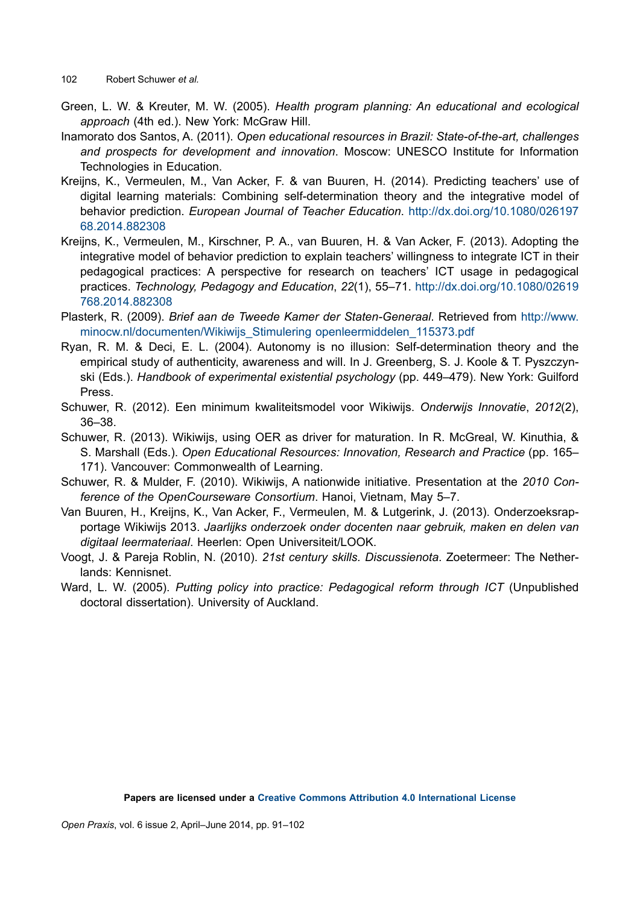Green, L. W. & Kreuter, M. W. (2005). *Health program planning: An educational and ecological approach* (4th ed.). New York: McGraw Hill.

Inamorato dos Santos, A. (2011). *Open educational resources in Brazil: State-of-the-art, challenges and prospects for development and innovation*. Moscow: UNESCO Institute for Information Technologies in Education.

Kreijns, K., Vermeulen, M., Van Acker, F. & van Buuren, H. (2014). Predicting teachers' use of digital learning materials: Combining self-determination theory and the integrative model of behavior prediction. *European Journal of Teacher Education*. http://dx.doi.org/10.1080/02619768.2014.882308

Kreijns, K., Vermeulen, M., Kirschner, P. A., van Buuren, H. & Van Acker, F. (2013). Adopting the integrative model of behavior prediction to explain teachers' willingness to integrate ICT in their pedagogical practices: A perspective for research on teachers' ICT usage in pedagogical practices. *Technology, Pedagogy and Education*, *22*(1), 55–71. http://dx.doi.org/10.1080/02619768.2014.882308

Plasterk, R. (2009). *Brief aan de Tweede Kamer der Staten-Generaal*. Retrieved from http://www.minocw.nl/documenten/Wikiwijs_Stimulering openleermiddelen_115373.pdf

Ryan, R. M. & Deci, E. L. (2004). Autonomy is no illusion: Self-determination theory and the empirical study of authenticity, awareness and will. In J. Greenberg, S. J. Koole & T. Pyszczynski (Eds.). *Handbook of experimental existential psychology* (pp. 449–479). New York: Guilford Press.

Schuwer, R. (2012). Een minimum kwaliteitsmodel voor Wikiwijs. *Onderwijs Innovatie*, *2012*(2), 36–38.

Schuwer, R. (2013). Wikiwijs, using OER as driver for maturation. In R. McGreal, W. Kinuthia, & S. Marshall (Eds.). *Open Educational Resources: Innovation, Research and Practice* (pp. 165–171). Vancouver: Commonwealth of Learning.

Schuwer, R. & Mulder, F. (2010). Wikiwijs, A nationwide initiative. Presentation at the *2010 Conference of the OpenCourseware Consortium*. Hanoi, Vietnam, May 5–7.

Van Buuren, H., Kreijns, K., Van Acker, F., Vermeulen, M. & Lutgerink, J. (2013). Onderzoeksrapportage Wikiwijs 2013. *Jaarlijks onderzoek onder docenten naar gebruik, maken en delen van digitaal leermateriaal*. Heerlen: Open Universiteit/LOOK.

Voogt, J. & Pareja Roblin, N. (2010). *21st century skills. Discussienota*. Zoetermeer: The Netherlands: Kennisnet.

Ward, L. W. (2005). *Putting policy into practice: Pedagogical reform through ICT* (Unpublished doctoral dissertation). University of Auckland.

**Papers are licensed under a Creative Commons Attribution 4.0 International License**